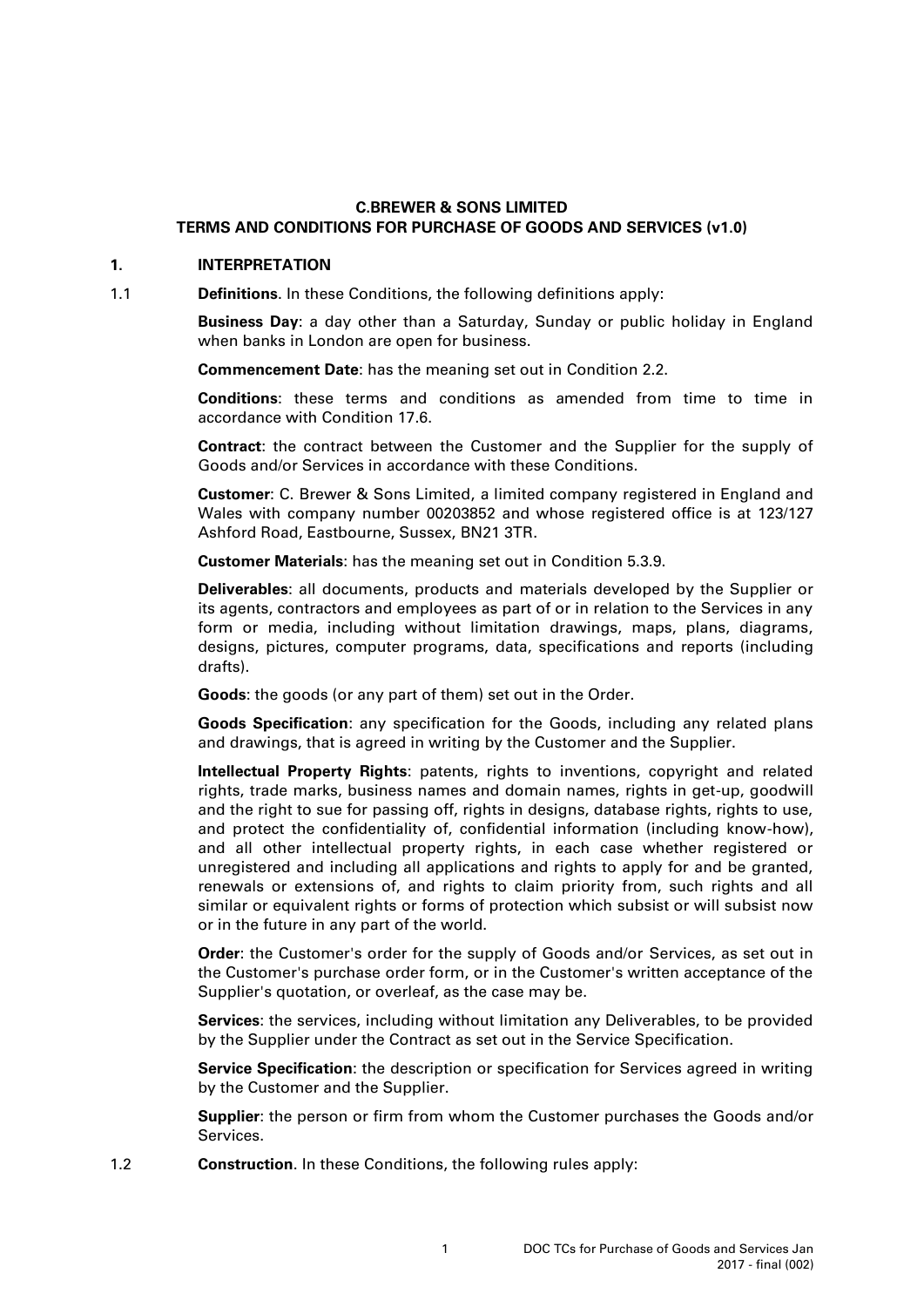# C.BREWER & SONS LIMITED
## TERMS AND CONDITIONS FOR PURCHASE OF GOODS AND SERVICES (v1.0)

### 1. INTERPRETATION

1.1 **Definitions**. In these Conditions, the following definitions apply:

**Business Day**: a day other than a Saturday, Sunday or public holiday in England when banks in London are open for business.

**Commencement Date**: has the meaning set out in Condition 2.2.

**Conditions**: these terms and conditions as amended from time to time in accordance with Condition 17.6.

**Contract**: the contract between the Customer and the Supplier for the supply of Goods and/or Services in accordance with these Conditions.

**Customer**: C. Brewer & Sons Limited, a limited company registered in England and Wales with company number 00203852 and whose registered office is at 123/127 Ashford Road, Eastbourne, Sussex, BN21 3TR.

**Customer Materials**: has the meaning set out in Condition 5.3.9.

**Deliverables**: all documents, products and materials developed by the Supplier or its agents, contractors and employees as part of or in relation to the Services in any form or media, including without limitation drawings, maps, plans, diagrams, designs, pictures, computer programs, data, specifications and reports (including drafts).

**Goods**: the goods (or any part of them) set out in the Order.

**Goods Specification**: any specification for the Goods, including any related plans and drawings, that is agreed in writing by the Customer and the Supplier.

**Intellectual Property Rights**: patents, rights to inventions, copyright and related rights, trade marks, business names and domain names, rights in get-up, goodwill and the right to sue for passing off, rights in designs, database rights, rights to use, and protect the confidentiality of, confidential information (including know-how), and all other intellectual property rights, in each case whether registered or unregistered and including all applications and rights to apply for and be granted, renewals or extensions of, and rights to claim priority from, such rights and all similar or equivalent rights or forms of protection which subsist or will subsist now or in the future in any part of the world.

**Order**: the Customer's order for the supply of Goods and/or Services, as set out in the Customer's purchase order form, or in the Customer's written acceptance of the Supplier's quotation, or overleaf, as the case may be.

**Services**: the services, including without limitation any Deliverables, to be provided by the Supplier under the Contract as set out in the Service Specification.

**Service Specification**: the description or specification for Services agreed in writing by the Customer and the Supplier.

**Supplier**: the person or firm from whom the Customer purchases the Goods and/or Services.

1.2 **Construction**. In these Conditions, the following rules apply: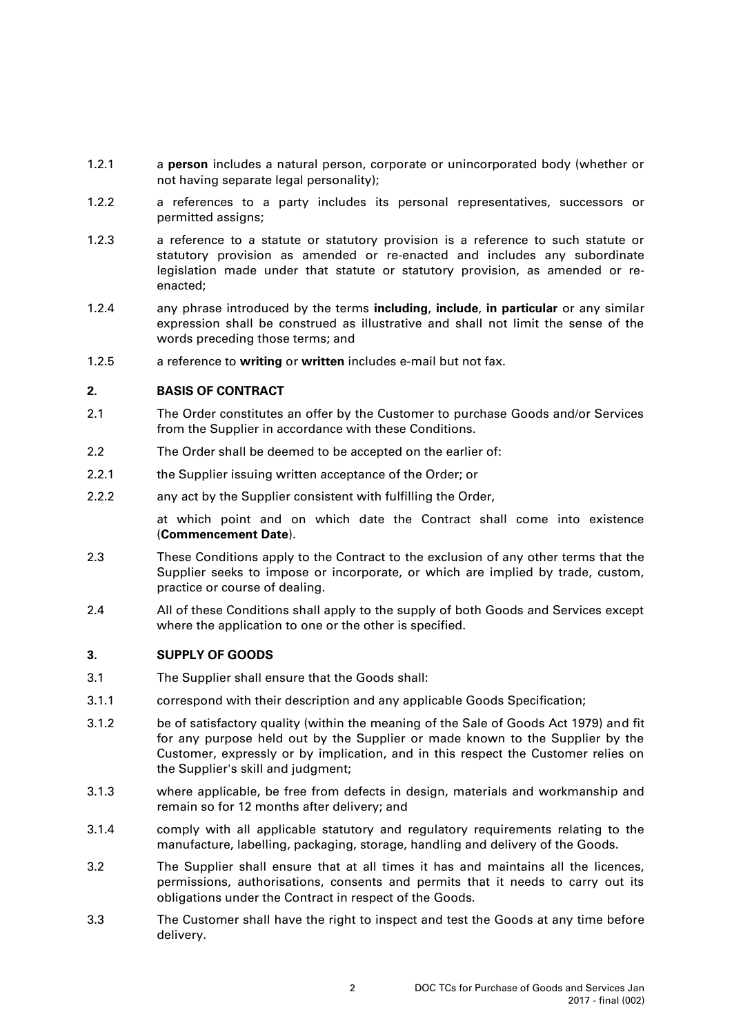1.2.1 a **person** includes a natural person, corporate or unincorporated body (whether or not having separate legal personality);

1.2.2 a references to a party includes its personal representatives, successors or permitted assigns;

1.2.3 a reference to a statute or statutory provision is a reference to such statute or statutory provision as amended or re-enacted and includes any subordinate legislation made under that statute or statutory provision, as amended or re-enacted;

1.2.4 any phrase introduced by the terms **including**, **include**, **in particular** or any similar expression shall be construed as illustrative and shall not limit the sense of the words preceding those terms; and

1.2.5 a reference to **writing** or **written** includes e-mail but not fax.

## 2. BASIS OF CONTRACT

2.1 The Order constitutes an offer by the Customer to purchase Goods and/or Services from the Supplier in accordance with these Conditions.

2.2 The Order shall be deemed to be accepted on the earlier of:

2.2.1 the Supplier issuing written acceptance of the Order; or

2.2.2 any act by the Supplier consistent with fulfilling the Order,

at which point and on which date the Contract shall come into existence (**Commencement Date**).

2.3 These Conditions apply to the Contract to the exclusion of any other terms that the Supplier seeks to impose or incorporate, or which are implied by trade, custom, practice or course of dealing.

2.4 All of these Conditions shall apply to the supply of both Goods and Services except where the application to one or the other is specified.

## 3. SUPPLY OF GOODS

3.1 The Supplier shall ensure that the Goods shall:

3.1.1 correspond with their description and any applicable Goods Specification;

3.1.2 be of satisfactory quality (within the meaning of the Sale of Goods Act 1979) and fit for any purpose held out by the Supplier or made known to the Supplier by the Customer, expressly or by implication, and in this respect the Customer relies on the Supplier's skill and judgment;

3.1.3 where applicable, be free from defects in design, materials and workmanship and remain so for 12 months after delivery; and

3.1.4 comply with all applicable statutory and regulatory requirements relating to the manufacture, labelling, packaging, storage, handling and delivery of the Goods.

3.2 The Supplier shall ensure that at all times it has and maintains all the licences, permissions, authorisations, consents and permits that it needs to carry out its obligations under the Contract in respect of the Goods.

3.3 The Customer shall have the right to inspect and test the Goods at any time before delivery.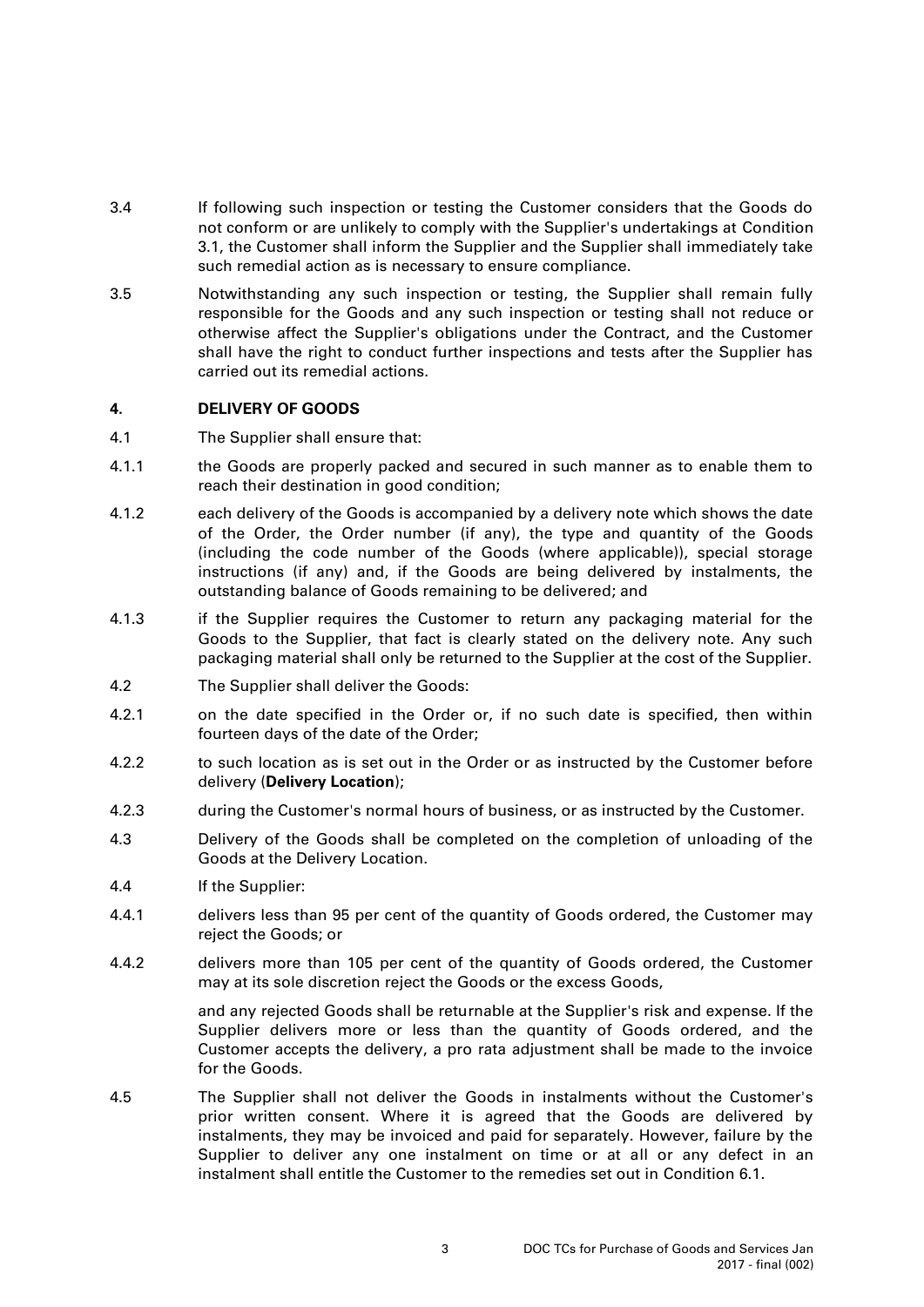3.4 If following such inspection or testing the Customer considers that the Goods do not conform or are unlikely to comply with the Supplier's undertakings at Condition 3.1, the Customer shall inform the Supplier and the Supplier shall immediately take such remedial action as is necessary to ensure compliance.

3.5 Notwithstanding any such inspection or testing, the Supplier shall remain fully responsible for the Goods and any such inspection or testing shall not reduce or otherwise affect the Supplier's obligations under the Contract, and the Customer shall have the right to conduct further inspections and tests after the Supplier has carried out its remedial actions.

## 4. DELIVERY OF GOODS

4.1 The Supplier shall ensure that:

4.1.1 the Goods are properly packed and secured in such manner as to enable them to reach their destination in good condition;

4.1.2 each delivery of the Goods is accompanied by a delivery note which shows the date of the Order, the Order number (if any), the type and quantity of the Goods (including the code number of the Goods (where applicable)), special storage instructions (if any) and, if the Goods are being delivered by instalments, the outstanding balance of Goods remaining to be delivered; and

4.1.3 if the Supplier requires the Customer to return any packaging material for the Goods to the Supplier, that fact is clearly stated on the delivery note. Any such packaging material shall only be returned to the Supplier at the cost of the Supplier.

4.2 The Supplier shall deliver the Goods:

4.2.1 on the date specified in the Order or, if no such date is specified, then within fourteen days of the date of the Order;

4.2.2 to such location as is set out in the Order or as instructed by the Customer before delivery (**Delivery Location**);

4.2.3 during the Customer's normal hours of business, or as instructed by the Customer.

4.3 Delivery of the Goods shall be completed on the completion of unloading of the Goods at the Delivery Location.

4.4 If the Supplier:

4.4.1 delivers less than 95 per cent of the quantity of Goods ordered, the Customer may reject the Goods; or

4.4.2 delivers more than 105 per cent of the quantity of Goods ordered, the Customer may at its sole discretion reject the Goods or the excess Goods,

and any rejected Goods shall be returnable at the Supplier's risk and expense. If the Supplier delivers more or less than the quantity of Goods ordered, and the Customer accepts the delivery, a pro rata adjustment shall be made to the invoice for the Goods.

4.5 The Supplier shall not deliver the Goods in instalments without the Customer's prior written consent. Where it is agreed that the Goods are delivered by instalments, they may be invoiced and paid for separately. However, failure by the Supplier to deliver any one instalment on time or at all or any defect in an instalment shall entitle the Customer to the remedies set out in Condition 6.1.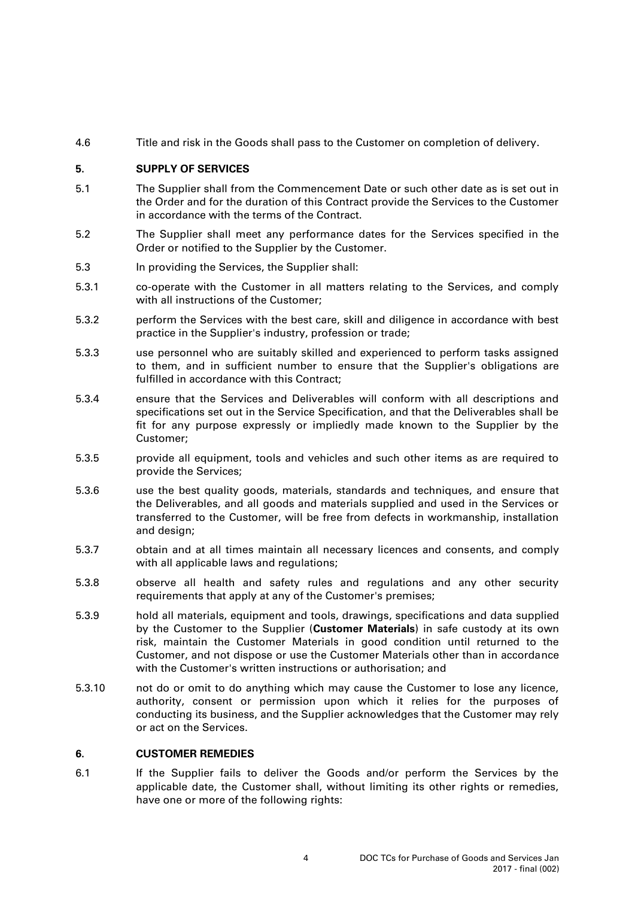4.6 Title and risk in the Goods shall pass to the Customer on completion of delivery.

## 5. SUPPLY OF SERVICES

5.1 The Supplier shall from the Commencement Date or such other date as is set out in the Order and for the duration of this Contract provide the Services to the Customer in accordance with the terms of the Contract.

5.2 The Supplier shall meet any performance dates for the Services specified in the Order or notified to the Supplier by the Customer.

5.3 In providing the Services, the Supplier shall:

5.3.1 co-operate with the Customer in all matters relating to the Services, and comply with all instructions of the Customer;

5.3.2 perform the Services with the best care, skill and diligence in accordance with best practice in the Supplier's industry, profession or trade;

5.3.3 use personnel who are suitably skilled and experienced to perform tasks assigned to them, and in sufficient number to ensure that the Supplier's obligations are fulfilled in accordance with this Contract;

5.3.4 ensure that the Services and Deliverables will conform with all descriptions and specifications set out in the Service Specification, and that the Deliverables shall be fit for any purpose expressly or impliedly made known to the Supplier by the Customer;

5.3.5 provide all equipment, tools and vehicles and such other items as are required to provide the Services;

5.3.6 use the best quality goods, materials, standards and techniques, and ensure that the Deliverables, and all goods and materials supplied and used in the Services or transferred to the Customer, will be free from defects in workmanship, installation and design;

5.3.7 obtain and at all times maintain all necessary licences and consents, and comply with all applicable laws and regulations;

5.3.8 observe all health and safety rules and regulations and any other security requirements that apply at any of the Customer's premises;

5.3.9 hold all materials, equipment and tools, drawings, specifications and data supplied by the Customer to the Supplier (**Customer Materials**) in safe custody at its own risk, maintain the Customer Materials in good condition until returned to the Customer, and not dispose or use the Customer Materials other than in accordance with the Customer's written instructions or authorisation; and

5.3.10 not do or omit to do anything which may cause the Customer to lose any licence, authority, consent or permission upon which it relies for the purposes of conducting its business, and the Supplier acknowledges that the Customer may rely or act on the Services.

## 6. CUSTOMER REMEDIES

6.1 If the Supplier fails to deliver the Goods and/or perform the Services by the applicable date, the Customer shall, without limiting its other rights or remedies, have one or more of the following rights: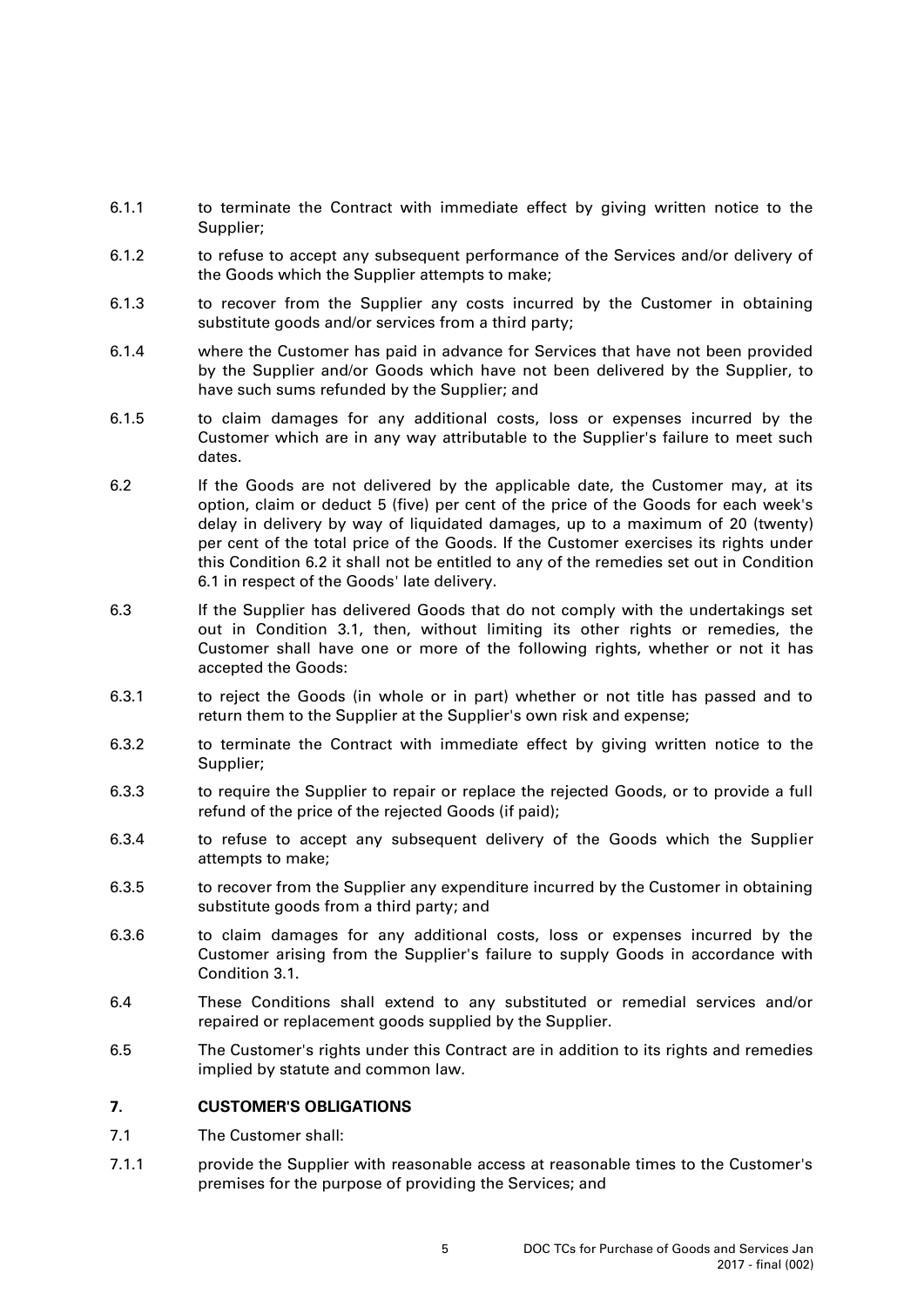6.1.1 to terminate the Contract with immediate effect by giving written notice to the Supplier;

6.1.2 to refuse to accept any subsequent performance of the Services and/or delivery of the Goods which the Supplier attempts to make;

6.1.3 to recover from the Supplier any costs incurred by the Customer in obtaining substitute goods and/or services from a third party;

6.1.4 where the Customer has paid in advance for Services that have not been provided by the Supplier and/or Goods which have not been delivered by the Supplier, to have such sums refunded by the Supplier; and

6.1.5 to claim damages for any additional costs, loss or expenses incurred by the Customer which are in any way attributable to the Supplier's failure to meet such dates.

6.2 If the Goods are not delivered by the applicable date, the Customer may, at its option, claim or deduct 5 (five) per cent of the price of the Goods for each week's delay in delivery by way of liquidated damages, up to a maximum of 20 (twenty) per cent of the total price of the Goods. If the Customer exercises its rights under this Condition 6.2 it shall not be entitled to any of the remedies set out in Condition 6.1 in respect of the Goods' late delivery.

6.3 If the Supplier has delivered Goods that do not comply with the undertakings set out in Condition 3.1, then, without limiting its other rights or remedies, the Customer shall have one or more of the following rights, whether or not it has accepted the Goods:

6.3.1 to reject the Goods (in whole or in part) whether or not title has passed and to return them to the Supplier at the Supplier's own risk and expense;

6.3.2 to terminate the Contract with immediate effect by giving written notice to the Supplier;

6.3.3 to require the Supplier to repair or replace the rejected Goods, or to provide a full refund of the price of the rejected Goods (if paid);

6.3.4 to refuse to accept any subsequent delivery of the Goods which the Supplier attempts to make;

6.3.5 to recover from the Supplier any expenditure incurred by the Customer in obtaining substitute goods from a third party; and

6.3.6 to claim damages for any additional costs, loss or expenses incurred by the Customer arising from the Supplier's failure to supply Goods in accordance with Condition 3.1.

6.4 These Conditions shall extend to any substituted or remedial services and/or repaired or replacement goods supplied by the Supplier.

6.5 The Customer's rights under this Contract are in addition to its rights and remedies implied by statute and common law.

## 7. CUSTOMER'S OBLIGATIONS

7.1 The Customer shall:

7.1.1 provide the Supplier with reasonable access at reasonable times to the Customer's premises for the purpose of providing the Services; and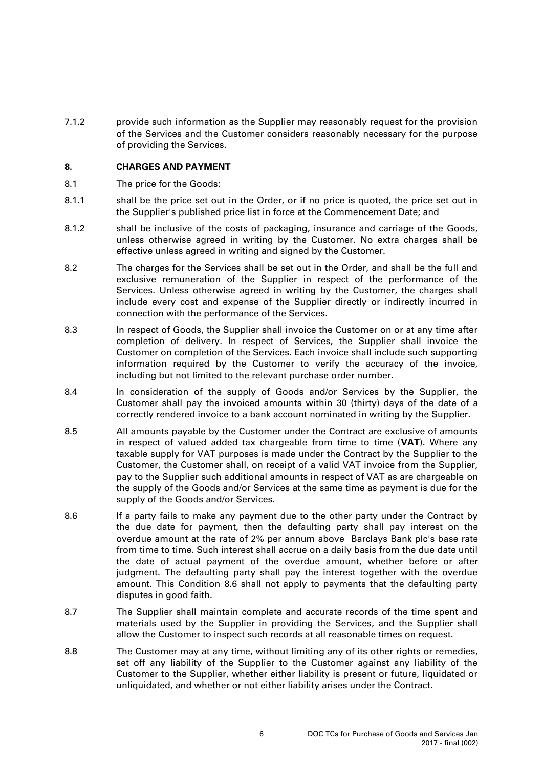7.1.2 provide such information as the Supplier may reasonably request for the provision of the Services and the Customer considers reasonably necessary for the purpose of providing the Services.

## 8. CHARGES AND PAYMENT

8.1 The price for the Goods:

8.1.1 shall be the price set out in the Order, or if no price is quoted, the price set out in the Supplier's published price list in force at the Commencement Date; and

8.1.2 shall be inclusive of the costs of packaging, insurance and carriage of the Goods, unless otherwise agreed in writing by the Customer. No extra charges shall be effective unless agreed in writing and signed by the Customer.

8.2 The charges for the Services shall be set out in the Order, and shall be the full and exclusive remuneration of the Supplier in respect of the performance of the Services. Unless otherwise agreed in writing by the Customer, the charges shall include every cost and expense of the Supplier directly or indirectly incurred in connection with the performance of the Services.

8.3 In respect of Goods, the Supplier shall invoice the Customer on or at any time after completion of delivery. In respect of Services, the Supplier shall invoice the Customer on completion of the Services. Each invoice shall include such supporting information required by the Customer to verify the accuracy of the invoice, including but not limited to the relevant purchase order number.

8.4 In consideration of the supply of Goods and/or Services by the Supplier, the Customer shall pay the invoiced amounts within 30 (thirty) days of the date of a correctly rendered invoice to a bank account nominated in writing by the Supplier.

8.5 All amounts payable by the Customer under the Contract are exclusive of amounts in respect of valued added tax chargeable from time to time (**VAT**). Where any taxable supply for VAT purposes is made under the Contract by the Supplier to the Customer, the Customer shall, on receipt of a valid VAT invoice from the Supplier, pay to the Supplier such additional amounts in respect of VAT as are chargeable on the supply of the Goods and/or Services at the same time as payment is due for the supply of the Goods and/or Services.

8.6 If a party fails to make any payment due to the other party under the Contract by the due date for payment, then the defaulting party shall pay interest on the overdue amount at the rate of 2% per annum above Barclays Bank plc's base rate from time to time. Such interest shall accrue on a daily basis from the due date until the date of actual payment of the overdue amount, whether before or after judgment. The defaulting party shall pay the interest together with the overdue amount. This Condition 8.6 shall not apply to payments that the defaulting party disputes in good faith.

8.7 The Supplier shall maintain complete and accurate records of the time spent and materials used by the Supplier in providing the Services, and the Supplier shall allow the Customer to inspect such records at all reasonable times on request.

8.8 The Customer may at any time, without limiting any of its other rights or remedies, set off any liability of the Supplier to the Customer against any liability of the Customer to the Supplier, whether either liability is present or future, liquidated or unliquidated, and whether or not either liability arises under the Contract.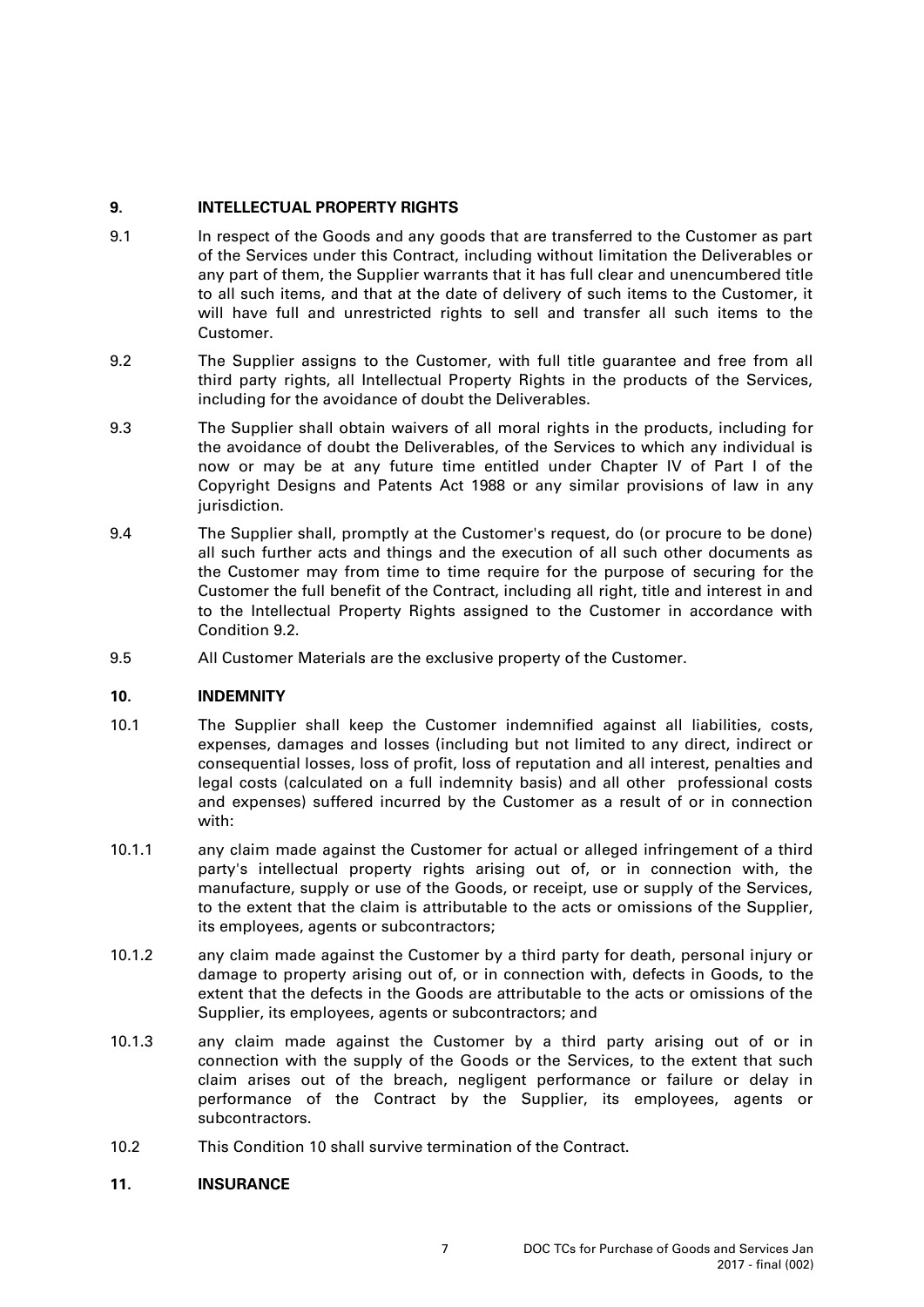## 9. INTELLECTUAL PROPERTY RIGHTS

9.1 In respect of the Goods and any goods that are transferred to the Customer as part of the Services under this Contract, including without limitation the Deliverables or any part of them, the Supplier warrants that it has full clear and unencumbered title to all such items, and that at the date of delivery of such items to the Customer, it will have full and unrestricted rights to sell and transfer all such items to the Customer.

9.2 The Supplier assigns to the Customer, with full title guarantee and free from all third party rights, all Intellectual Property Rights in the products of the Services, including for the avoidance of doubt the Deliverables.

9.3 The Supplier shall obtain waivers of all moral rights in the products, including for the avoidance of doubt the Deliverables, of the Services to which any individual is now or may be at any future time entitled under Chapter IV of Part I of the Copyright Designs and Patents Act 1988 or any similar provisions of law in any jurisdiction.

9.4 The Supplier shall, promptly at the Customer's request, do (or procure to be done) all such further acts and things and the execution of all such other documents as the Customer may from time to time require for the purpose of securing for the Customer the full benefit of the Contract, including all right, title and interest in and to the Intellectual Property Rights assigned to the Customer in accordance with Condition 9.2.

9.5 All Customer Materials are the exclusive property of the Customer.

## 10. INDEMNITY

10.1 The Supplier shall keep the Customer indemnified against all liabilities, costs, expenses, damages and losses (including but not limited to any direct, indirect or consequential losses, loss of profit, loss of reputation and all interest, penalties and legal costs (calculated on a full indemnity basis) and all other professional costs and expenses) suffered incurred by the Customer as a result of or in connection with:

10.1.1 any claim made against the Customer for actual or alleged infringement of a third party's intellectual property rights arising out of, or in connection with, the manufacture, supply or use of the Goods, or receipt, use or supply of the Services, to the extent that the claim is attributable to the acts or omissions of the Supplier, its employees, agents or subcontractors;

10.1.2 any claim made against the Customer by a third party for death, personal injury or damage to property arising out of, or in connection with, defects in Goods, to the extent that the defects in the Goods are attributable to the acts or omissions of the Supplier, its employees, agents or subcontractors; and

10.1.3 any claim made against the Customer by a third party arising out of or in connection with the supply of the Goods or the Services, to the extent that such claim arises out of the breach, negligent performance or failure or delay in performance of the Contract by the Supplier, its employees, agents or subcontractors.

10.2 This Condition 10 shall survive termination of the Contract.

## 11. INSURANCE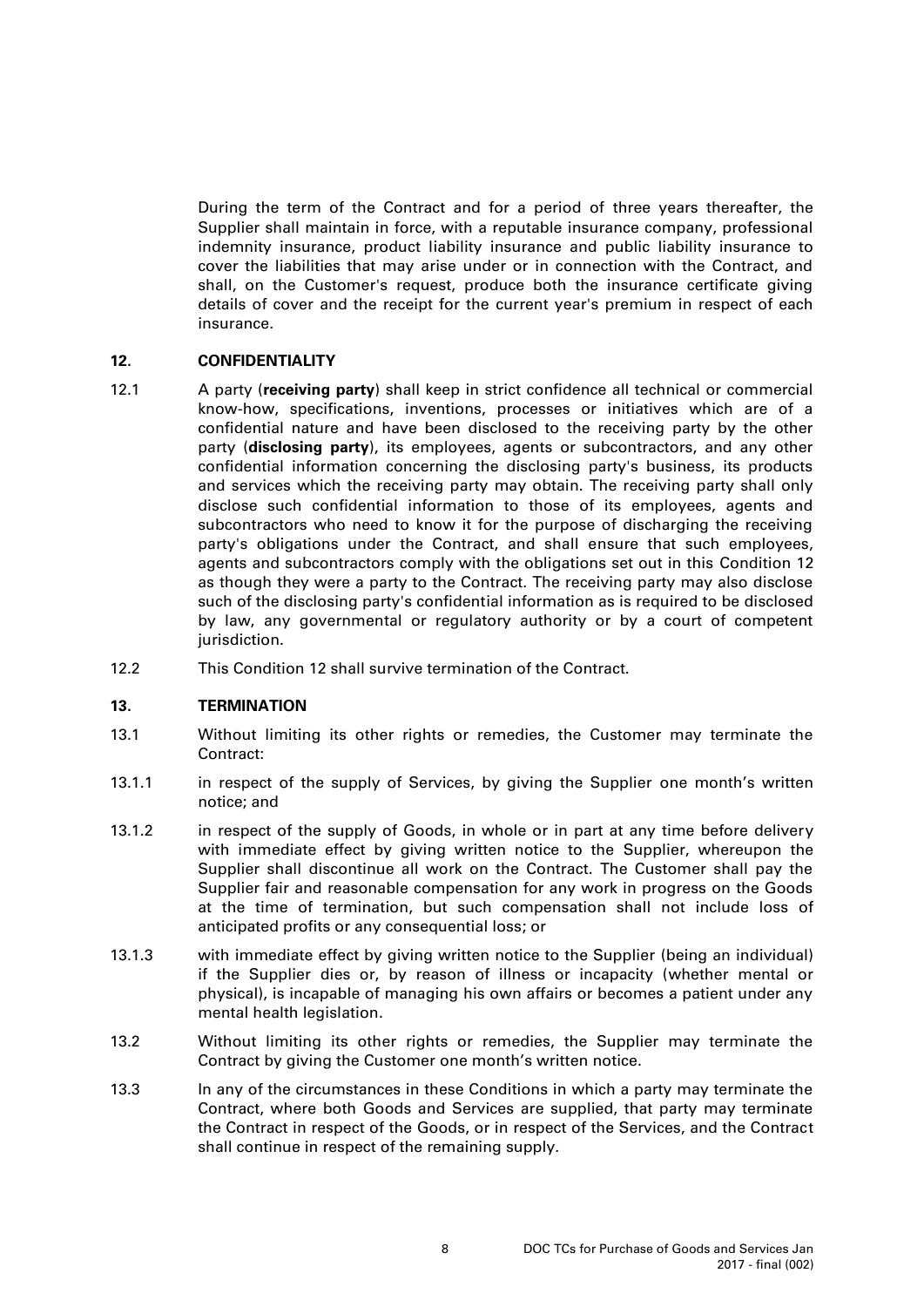During the term of the Contract and for a period of three years thereafter, the Supplier shall maintain in force, with a reputable insurance company, professional indemnity insurance, product liability insurance and public liability insurance to cover the liabilities that may arise under or in connection with the Contract, and shall, on the Customer's request, produce both the insurance certificate giving details of cover and the receipt for the current year's premium in respect of each insurance.

## 12. CONFIDENTIALITY

12.1 A party (**receiving party**) shall keep in strict confidence all technical or commercial know-how, specifications, inventions, processes or initiatives which are of a confidential nature and have been disclosed to the receiving party by the other party (**disclosing party**), its employees, agents or subcontractors, and any other confidential information concerning the disclosing party's business, its products and services which the receiving party may obtain. The receiving party shall only disclose such confidential information to those of its employees, agents and subcontractors who need to know it for the purpose of discharging the receiving party's obligations under the Contract, and shall ensure that such employees, agents and subcontractors comply with the obligations set out in this Condition 12 as though they were a party to the Contract. The receiving party may also disclose such of the disclosing party's confidential information as is required to be disclosed by law, any governmental or regulatory authority or by a court of competent jurisdiction.

12.2 This Condition 12 shall survive termination of the Contract.

## 13. TERMINATION

13.1 Without limiting its other rights or remedies, the Customer may terminate the Contract:

13.1.1 in respect of the supply of Services, by giving the Supplier one month's written notice; and

13.1.2 in respect of the supply of Goods, in whole or in part at any time before delivery with immediate effect by giving written notice to the Supplier, whereupon the Supplier shall discontinue all work on the Contract. The Customer shall pay the Supplier fair and reasonable compensation for any work in progress on the Goods at the time of termination, but such compensation shall not include loss of anticipated profits or any consequential loss; or

13.1.3 with immediate effect by giving written notice to the Supplier (being an individual) if the Supplier dies or, by reason of illness or incapacity (whether mental or physical), is incapable of managing his own affairs or becomes a patient under any mental health legislation.

13.2 Without limiting its other rights or remedies, the Supplier may terminate the Contract by giving the Customer one month's written notice.

13.3 In any of the circumstances in these Conditions in which a party may terminate the Contract, where both Goods and Services are supplied, that party may terminate the Contract in respect of the Goods, or in respect of the Services, and the Contract shall continue in respect of the remaining supply.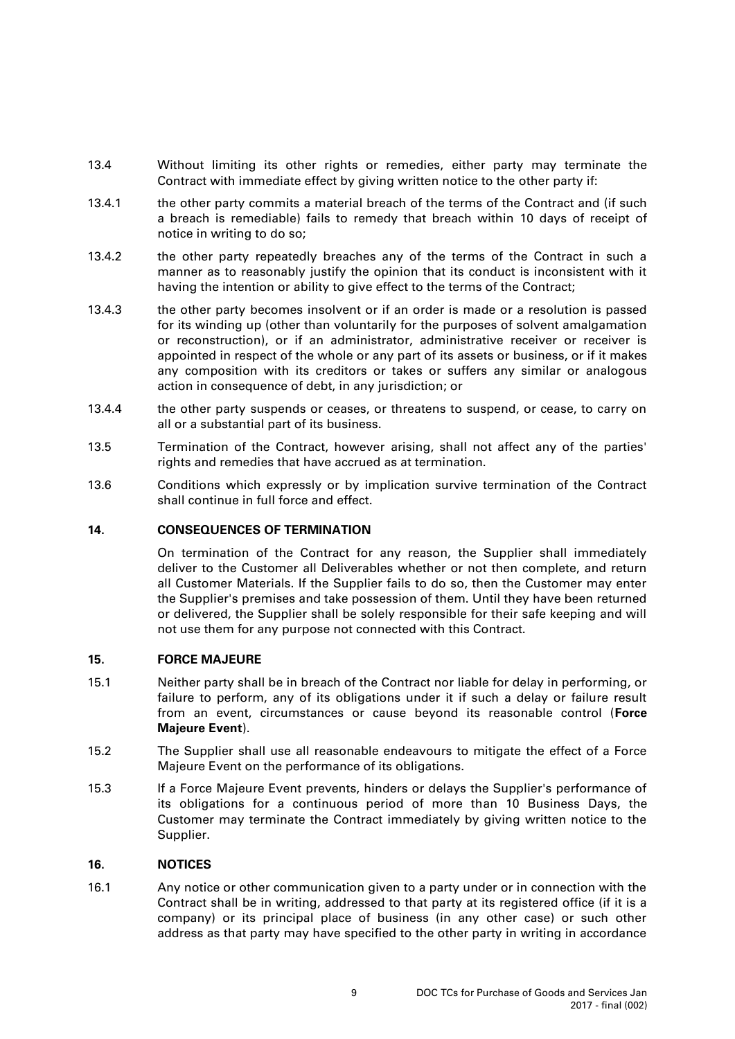13.4 Without limiting its other rights or remedies, either party may terminate the Contract with immediate effect by giving written notice to the other party if:

13.4.1 the other party commits a material breach of the terms of the Contract and (if such a breach is remediable) fails to remedy that breach within 10 days of receipt of notice in writing to do so;

13.4.2 the other party repeatedly breaches any of the terms of the Contract in such a manner as to reasonably justify the opinion that its conduct is inconsistent with it having the intention or ability to give effect to the terms of the Contract;

13.4.3 the other party becomes insolvent or if an order is made or a resolution is passed for its winding up (other than voluntarily for the purposes of solvent amalgamation or reconstruction), or if an administrator, administrative receiver or receiver is appointed in respect of the whole or any part of its assets or business, or if it makes any composition with its creditors or takes or suffers any similar or analogous action in consequence of debt, in any jurisdiction; or

13.4.4 the other party suspends or ceases, or threatens to suspend, or cease, to carry on all or a substantial part of its business.

13.5 Termination of the Contract, however arising, shall not affect any of the parties' rights and remedies that have accrued as at termination.

13.6 Conditions which expressly or by implication survive termination of the Contract shall continue in full force and effect.

## 14. CONSEQUENCES OF TERMINATION

On termination of the Contract for any reason, the Supplier shall immediately deliver to the Customer all Deliverables whether or not then complete, and return all Customer Materials. If the Supplier fails to do so, then the Customer may enter the Supplier's premises and take possession of them. Until they have been returned or delivered, the Supplier shall be solely responsible for their safe keeping and will not use them for any purpose not connected with this Contract.

## 15. FORCE MAJEURE

15.1 Neither party shall be in breach of the Contract nor liable for delay in performing, or failure to perform, any of its obligations under it if such a delay or failure result from an event, circumstances or cause beyond its reasonable control (**Force Majeure Event**).

15.2 The Supplier shall use all reasonable endeavours to mitigate the effect of a Force Majeure Event on the performance of its obligations.

15.3 If a Force Majeure Event prevents, hinders or delays the Supplier's performance of its obligations for a continuous period of more than 10 Business Days, the Customer may terminate the Contract immediately by giving written notice to the Supplier.

## 16. NOTICES

16.1 Any notice or other communication given to a party under or in connection with the Contract shall be in writing, addressed to that party at its registered office (if it is a company) or its principal place of business (in any other case) or such other address as that party may have specified to the other party in writing in accordance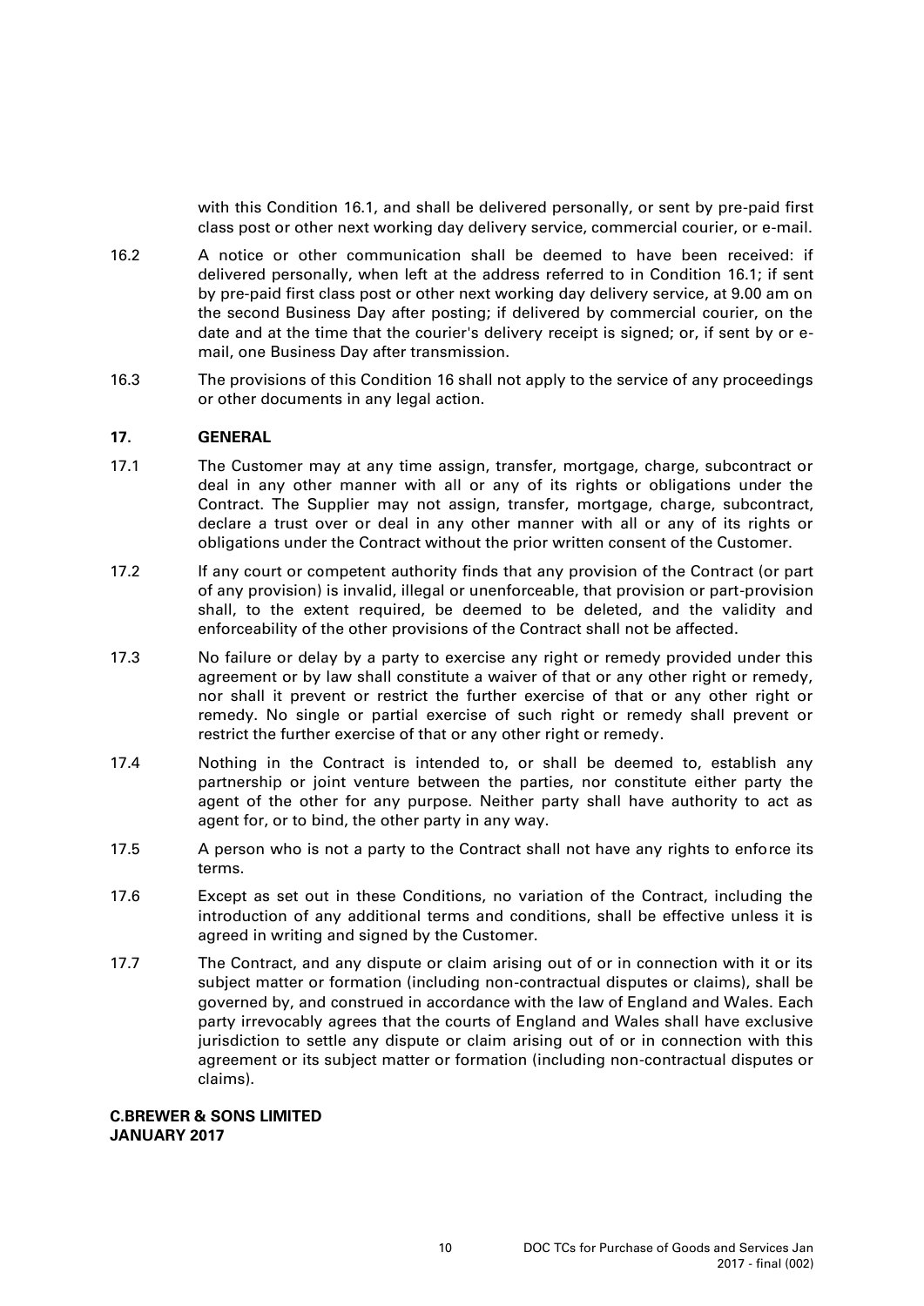with this Condition 16.1, and shall be delivered personally, or sent by pre-paid first class post or other next working day delivery service, commercial courier, or e-mail.

16.2 A notice or other communication shall be deemed to have been received: if delivered personally, when left at the address referred to in Condition 16.1; if sent by pre-paid first class post or other next working day delivery service, at 9.00 am on the second Business Day after posting; if delivered by commercial courier, on the date and at the time that the courier's delivery receipt is signed; or, if sent by or e-mail, one Business Day after transmission.

16.3 The provisions of this Condition 16 shall not apply to the service of any proceedings or other documents in any legal action.

**17. GENERAL**

17.1 The Customer may at any time assign, transfer, mortgage, charge, subcontract or deal in any other manner with all or any of its rights or obligations under the Contract. The Supplier may not assign, transfer, mortgage, charge, subcontract, declare a trust over or deal in any other manner with all or any of its rights or obligations under the Contract without the prior written consent of the Customer.

17.2 If any court or competent authority finds that any provision of the Contract (or part of any provision) is invalid, illegal or unenforceable, that provision or part-provision shall, to the extent required, be deemed to be deleted, and the validity and enforceability of the other provisions of the Contract shall not be affected.

17.3 No failure or delay by a party to exercise any right or remedy provided under this agreement or by law shall constitute a waiver of that or any other right or remedy, nor shall it prevent or restrict the further exercise of that or any other right or remedy. No single or partial exercise of such right or remedy shall prevent or restrict the further exercise of that or any other right or remedy.

17.4 Nothing in the Contract is intended to, or shall be deemed to, establish any partnership or joint venture between the parties, nor constitute either party the agent of the other for any purpose. Neither party shall have authority to act as agent for, or to bind, the other party in any way.

17.5 A person who is not a party to the Contract shall not have any rights to enforce its terms.

17.6 Except as set out in these Conditions, no variation of the Contract, including the introduction of any additional terms and conditions, shall be effective unless it is agreed in writing and signed by the Customer.

17.7 The Contract, and any dispute or claim arising out of or in connection with it or its subject matter or formation (including non-contractual disputes or claims), shall be governed by, and construed in accordance with the law of England and Wales. Each party irrevocably agrees that the courts of England and Wales shall have exclusive jurisdiction to settle any dispute or claim arising out of or in connection with this agreement or its subject matter or formation (including non-contractual disputes or claims).

**C.BREWER & SONS LIMITED**
**JANUARY 2017**